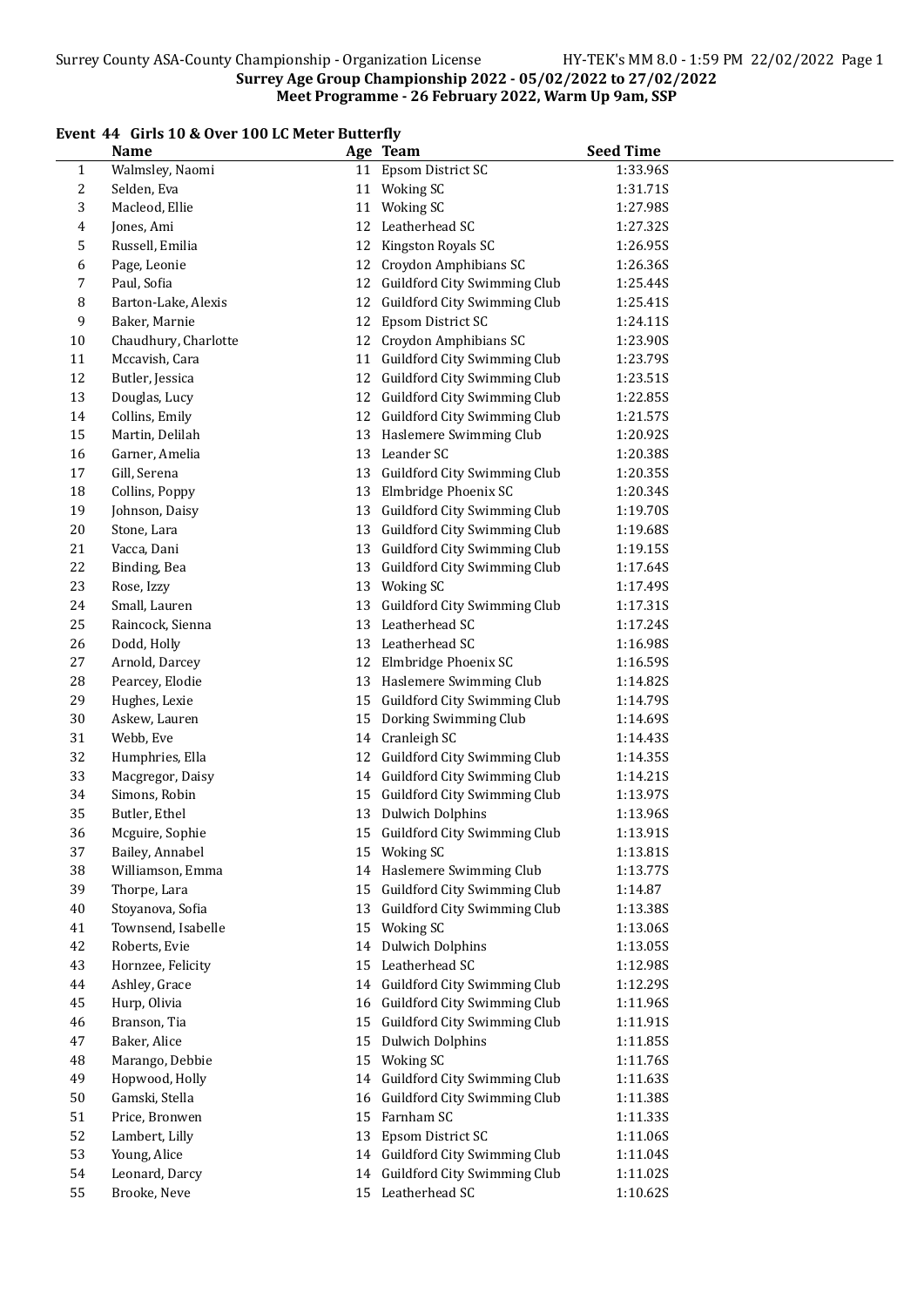**Surrey Age Group Championship 2022 - 05/02/2022 to 27/02/2022**
**Meet Programme - 26 February 2022, Warm Up 9am, SSP**

### Event 44 Girls 10 & Over 100 LC Meter Butterfly

| | Name | Age | Team | Seed Time |
|---|---|---|---|---|
| 1 | Walmsley, Naomi | 11 | Epsom District SC | 1:33.96S |
| 2 | Selden, Eva | 11 | Woking SC | 1:31.71S |
| 3 | Macleod, Ellie | 11 | Woking SC | 1:27.98S |
| 4 | Jones, Ami | 12 | Leatherhead SC | 1:27.32S |
| 5 | Russell, Emilia | 12 | Kingston Royals SC | 1:26.95S |
| 6 | Page, Leonie | 12 | Croydon Amphibians SC | 1:26.36S |
| 7 | Paul, Sofia | 12 | Guildford City Swimming Club | 1:25.44S |
| 8 | Barton-Lake, Alexis | 12 | Guildford City Swimming Club | 1:25.41S |
| 9 | Baker, Marnie | 12 | Epsom District SC | 1:24.11S |
| 10 | Chaudhury, Charlotte | 12 | Croydon Amphibians SC | 1:23.90S |
| 11 | Mccavish, Cara | 11 | Guildford City Swimming Club | 1:23.79S |
| 12 | Butler, Jessica | 12 | Guildford City Swimming Club | 1:23.51S |
| 13 | Douglas, Lucy | 12 | Guildford City Swimming Club | 1:22.85S |
| 14 | Collins, Emily | 12 | Guildford City Swimming Club | 1:21.57S |
| 15 | Martin, Delilah | 13 | Haslemere Swimming Club | 1:20.92S |
| 16 | Garner, Amelia | 13 | Leander SC | 1:20.38S |
| 17 | Gill, Serena | 13 | Guildford City Swimming Club | 1:20.35S |
| 18 | Collins, Poppy | 13 | Elmbridge Phoenix SC | 1:20.34S |
| 19 | Johnson, Daisy | 13 | Guildford City Swimming Club | 1:19.70S |
| 20 | Stone, Lara | 13 | Guildford City Swimming Club | 1:19.68S |
| 21 | Vacca, Dani | 13 | Guildford City Swimming Club | 1:19.15S |
| 22 | Binding, Bea | 13 | Guildford City Swimming Club | 1:17.64S |
| 23 | Rose, Izzy | 13 | Woking SC | 1:17.49S |
| 24 | Small, Lauren | 13 | Guildford City Swimming Club | 1:17.31S |
| 25 | Raincock, Sienna | 13 | Leatherhead SC | 1:17.24S |
| 26 | Dodd, Holly | 13 | Leatherhead SC | 1:16.98S |
| 27 | Arnold, Darcey | 12 | Elmbridge Phoenix SC | 1:16.59S |
| 28 | Pearcey, Elodie | 13 | Haslemere Swimming Club | 1:14.82S |
| 29 | Hughes, Lexie | 15 | Guildford City Swimming Club | 1:14.79S |
| 30 | Askew, Lauren | 15 | Dorking Swimming Club | 1:14.69S |
| 31 | Webb, Eve | 14 | Cranleigh SC | 1:14.43S |
| 32 | Humphries, Ella | 12 | Guildford City Swimming Club | 1:14.35S |
| 33 | Macgregor, Daisy | 14 | Guildford City Swimming Club | 1:14.21S |
| 34 | Simons, Robin | 15 | Guildford City Swimming Club | 1:13.97S |
| 35 | Butler, Ethel | 13 | Dulwich Dolphins | 1:13.96S |
| 36 | Mcguire, Sophie | 15 | Guildford City Swimming Club | 1:13.91S |
| 37 | Bailey, Annabel | 15 | Woking SC | 1:13.81S |
| 38 | Williamson, Emma | 14 | Haslemere Swimming Club | 1:13.77S |
| 39 | Thorpe, Lara | 15 | Guildford City Swimming Club | 1:14.87 |
| 40 | Stoyanova, Sofia | 13 | Guildford City Swimming Club | 1:13.38S |
| 41 | Townsend, Isabelle | 15 | Woking SC | 1:13.06S |
| 42 | Roberts, Evie | 14 | Dulwich Dolphins | 1:13.05S |
| 43 | Hornzee, Felicity | 15 | Leatherhead SC | 1:12.98S |
| 44 | Ashley, Grace | 14 | Guildford City Swimming Club | 1:12.29S |
| 45 | Hurp, Olivia | 16 | Guildford City Swimming Club | 1:11.96S |
| 46 | Branson, Tia | 15 | Guildford City Swimming Club | 1:11.91S |
| 47 | Baker, Alice | 15 | Dulwich Dolphins | 1:11.85S |
| 48 | Marango, Debbie | 15 | Woking SC | 1:11.76S |
| 49 | Hopwood, Holly | 14 | Guildford City Swimming Club | 1:11.63S |
| 50 | Gamski, Stella | 16 | Guildford City Swimming Club | 1:11.38S |
| 51 | Price, Bronwen | 15 | Farnham SC | 1:11.33S |
| 52 | Lambert, Lilly | 13 | Epsom District SC | 1:11.06S |
| 53 | Young, Alice | 14 | Guildford City Swimming Club | 1:11.04S |
| 54 | Leonard, Darcy | 14 | Guildford City Swimming Club | 1:11.02S |
| 55 | Brooke, Neve | 15 | Leatherhead SC | 1:10.62S |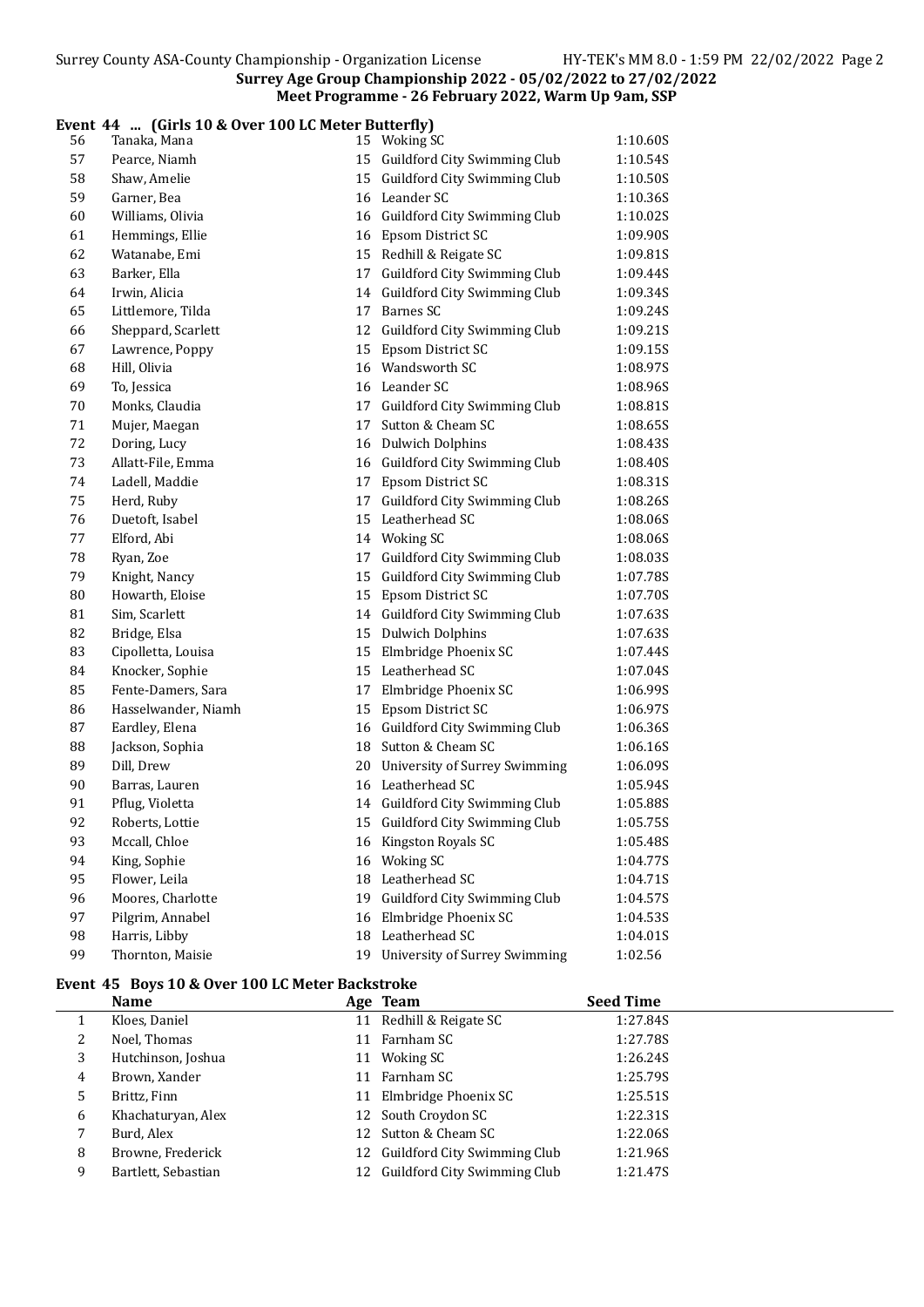Surrey Age Group Championship 2022 - 05/02/2022 to 27/02/2022
Meet Programme - 26 February 2022, Warm Up 9am, SSP

**Event 44 ... (Girls 10 & Over 100 LC Meter Butterfly)**

| | Name | Age | Team | Seed Time |
|---|---|---|---|---|
| 56 | Tanaka, Mana | 15 | Woking SC | 1:10.60S |
| 57 | Pearce, Niamh | 15 | Guildford City Swimming Club | 1:10.54S |
| 58 | Shaw, Amelie | 15 | Guildford City Swimming Club | 1:10.50S |
| 59 | Garner, Bea | 16 | Leander SC | 1:10.36S |
| 60 | Williams, Olivia | 16 | Guildford City Swimming Club | 1:10.02S |
| 61 | Hemmings, Ellie | 16 | Epsom District SC | 1:09.90S |
| 62 | Watanabe, Emi | 15 | Redhill & Reigate SC | 1:09.81S |
| 63 | Barker, Ella | 17 | Guildford City Swimming Club | 1:09.44S |
| 64 | Irwin, Alicia | 14 | Guildford City Swimming Club | 1:09.34S |
| 65 | Littlemore, Tilda | 17 | Barnes SC | 1:09.24S |
| 66 | Sheppard, Scarlett | 12 | Guildford City Swimming Club | 1:09.21S |
| 67 | Lawrence, Poppy | 15 | Epsom District SC | 1:09.15S |
| 68 | Hill, Olivia | 16 | Wandsworth SC | 1:08.97S |
| 69 | To, Jessica | 16 | Leander SC | 1:08.96S |
| 70 | Monks, Claudia | 17 | Guildford City Swimming Club | 1:08.81S |
| 71 | Mujer, Maegan | 17 | Sutton & Cheam SC | 1:08.65S |
| 72 | Doring, Lucy | 16 | Dulwich Dolphins | 1:08.43S |
| 73 | Allatt-File, Emma | 16 | Guildford City Swimming Club | 1:08.40S |
| 74 | Ladell, Maddie | 17 | Epsom District SC | 1:08.31S |
| 75 | Herd, Ruby | 17 | Guildford City Swimming Club | 1:08.26S |
| 76 | Duetoft, Isabel | 15 | Leatherhead SC | 1:08.06S |
| 77 | Elford, Abi | 14 | Woking SC | 1:08.06S |
| 78 | Ryan, Zoe | 17 | Guildford City Swimming Club | 1:08.03S |
| 79 | Knight, Nancy | 15 | Guildford City Swimming Club | 1:07.78S |
| 80 | Howarth, Eloise | 15 | Epsom District SC | 1:07.70S |
| 81 | Sim, Scarlett | 14 | Guildford City Swimming Club | 1:07.63S |
| 82 | Bridge, Elsa | 15 | Dulwich Dolphins | 1:07.63S |
| 83 | Cipolletta, Louisa | 15 | Elmbridge Phoenix SC | 1:07.44S |
| 84 | Knocker, Sophie | 15 | Leatherhead SC | 1:07.04S |
| 85 | Fente-Damers, Sara | 17 | Elmbridge Phoenix SC | 1:06.99S |
| 86 | Hasselwander, Niamh | 15 | Epsom District SC | 1:06.97S |
| 87 | Eardley, Elena | 16 | Guildford City Swimming Club | 1:06.36S |
| 88 | Jackson, Sophia | 18 | Sutton & Cheam SC | 1:06.16S |
| 89 | Dill, Drew | 20 | University of Surrey Swimming | 1:06.09S |
| 90 | Barras, Lauren | 16 | Leatherhead SC | 1:05.94S |
| 91 | Pflug, Violetta | 14 | Guildford City Swimming Club | 1:05.88S |
| 92 | Roberts, Lottie | 15 | Guildford City Swimming Club | 1:05.75S |
| 93 | Mccall, Chloe | 16 | Kingston Royals SC | 1:05.48S |
| 94 | King, Sophie | 16 | Woking SC | 1:04.77S |
| 95 | Flower, Leila | 18 | Leatherhead SC | 1:04.71S |
| 96 | Moores, Charlotte | 19 | Guildford City Swimming Club | 1:04.57S |
| 97 | Pilgrim, Annabel | 16 | Elmbridge Phoenix SC | 1:04.53S |
| 98 | Harris, Libby | 18 | Leatherhead SC | 1:04.01S |
| 99 | Thornton, Maisie | 19 | University of Surrey Swimming | 1:02.56 |

**Event 45 Boys 10 & Over 100 LC Meter Backstroke**

| | Name | Age | Team | Seed Time |
|---|---|---|---|---|
| 1 | Kloes, Daniel | 11 | Redhill & Reigate SC | 1:27.84S |
| 2 | Noel, Thomas | 11 | Farnham SC | 1:27.78S |
| 3 | Hutchinson, Joshua | 11 | Woking SC | 1:26.24S |
| 4 | Brown, Xander | 11 | Farnham SC | 1:25.79S |
| 5 | Brittz, Finn | 11 | Elmbridge Phoenix SC | 1:25.51S |
| 6 | Khachaturyan, Alex | 12 | South Croydon SC | 1:22.31S |
| 7 | Burd, Alex | 12 | Sutton & Cheam SC | 1:22.06S |
| 8 | Browne, Frederick | 12 | Guildford City Swimming Club | 1:21.96S |
| 9 | Bartlett, Sebastian | 12 | Guildford City Swimming Club | 1:21.47S |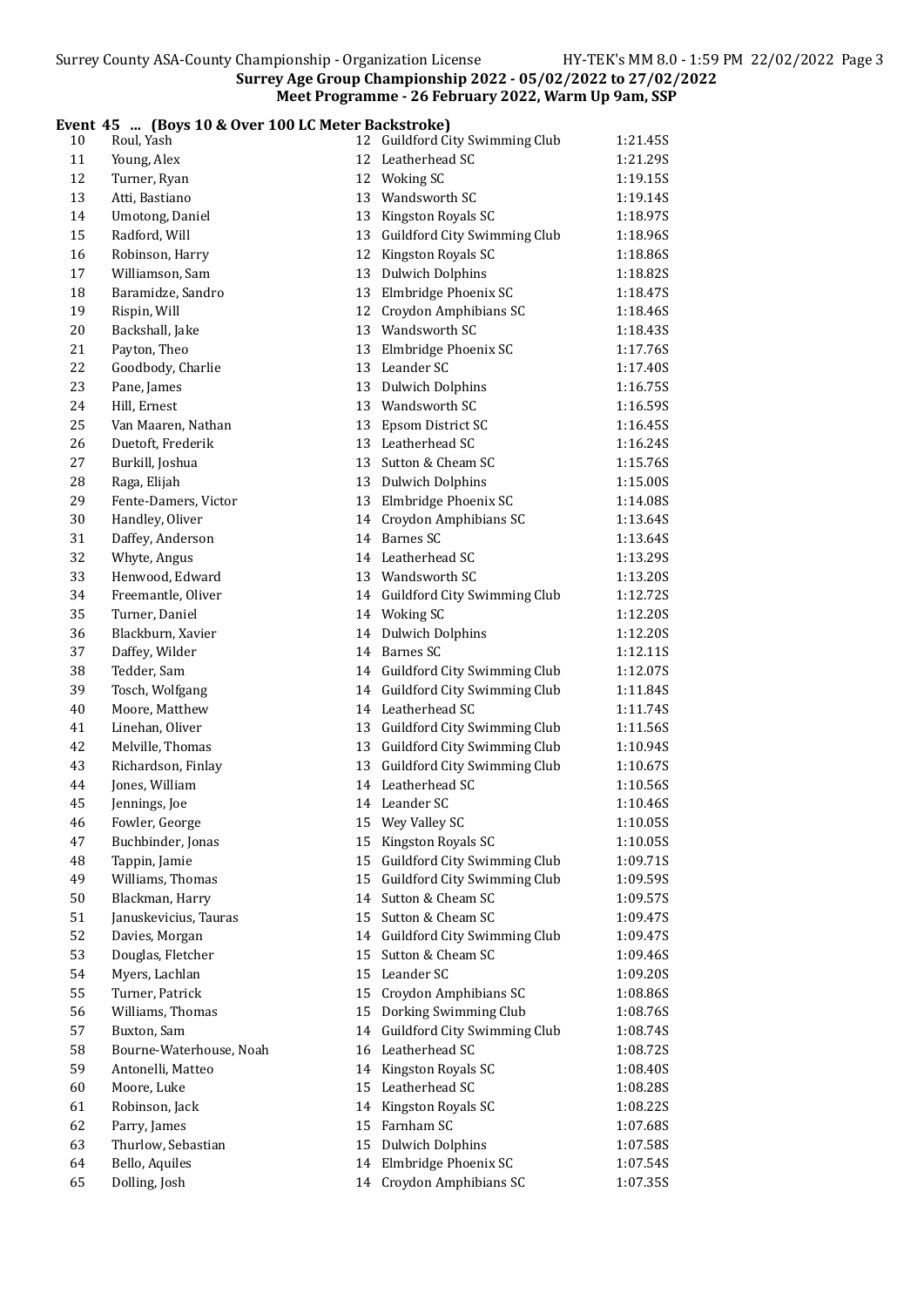**Surrey Age Group Championship 2022 - 05/02/2022 to 27/02/2022**
**Meet Programme - 26 February 2022, Warm Up 9am, SSP**

### Event 45 ... (Boys 10 & Over 100 LC Meter Backstroke)

| | | | | |
|---|---|---|---|---|
| 10 | Roul, Yash | 12 | Guildford City Swimming Club | 1:21.45S |
| 11 | Young, Alex | 12 | Leatherhead SC | 1:21.29S |
| 12 | Turner, Ryan | 12 | Woking SC | 1:19.15S |
| 13 | Atti, Bastiano | 13 | Wandsworth SC | 1:19.14S |
| 14 | Umotong, Daniel | 13 | Kingston Royals SC | 1:18.97S |
| 15 | Radford, Will | 13 | Guildford City Swimming Club | 1:18.96S |
| 16 | Robinson, Harry | 12 | Kingston Royals SC | 1:18.86S |
| 17 | Williamson, Sam | 13 | Dulwich Dolphins | 1:18.82S |
| 18 | Baramidze, Sandro | 13 | Elmbridge Phoenix SC | 1:18.47S |
| 19 | Rispin, Will | 12 | Croydon Amphibians SC | 1:18.46S |
| 20 | Backshall, Jake | 13 | Wandsworth SC | 1:18.43S |
| 21 | Payton, Theo | 13 | Elmbridge Phoenix SC | 1:17.76S |
| 22 | Goodbody, Charlie | 13 | Leander SC | 1:17.40S |
| 23 | Pane, James | 13 | Dulwich Dolphins | 1:16.75S |
| 24 | Hill, Ernest | 13 | Wandsworth SC | 1:16.59S |
| 25 | Van Maaren, Nathan | 13 | Epsom District SC | 1:16.45S |
| 26 | Duetoft, Frederik | 13 | Leatherhead SC | 1:16.24S |
| 27 | Burkill, Joshua | 13 | Sutton & Cheam SC | 1:15.76S |
| 28 | Raga, Elijah | 13 | Dulwich Dolphins | 1:15.00S |
| 29 | Fente-Damers, Victor | 13 | Elmbridge Phoenix SC | 1:14.08S |
| 30 | Handley, Oliver | 14 | Croydon Amphibians SC | 1:13.64S |
| 31 | Daffey, Anderson | 14 | Barnes SC | 1:13.64S |
| 32 | Whyte, Angus | 14 | Leatherhead SC | 1:13.29S |
| 33 | Henwood, Edward | 13 | Wandsworth SC | 1:13.20S |
| 34 | Freemantle, Oliver | 14 | Guildford City Swimming Club | 1:12.72S |
| 35 | Turner, Daniel | 14 | Woking SC | 1:12.20S |
| 36 | Blackburn, Xavier | 14 | Dulwich Dolphins | 1:12.20S |
| 37 | Daffey, Wilder | 14 | Barnes SC | 1:12.11S |
| 38 | Tedder, Sam | 14 | Guildford City Swimming Club | 1:12.07S |
| 39 | Tosch, Wolfgang | 14 | Guildford City Swimming Club | 1:11.84S |
| 40 | Moore, Matthew | 14 | Leatherhead SC | 1:11.74S |
| 41 | Linehan, Oliver | 13 | Guildford City Swimming Club | 1:11.56S |
| 42 | Melville, Thomas | 13 | Guildford City Swimming Club | 1:10.94S |
| 43 | Richardson, Finlay | 13 | Guildford City Swimming Club | 1:10.67S |
| 44 | Jones, William | 14 | Leatherhead SC | 1:10.56S |
| 45 | Jennings, Joe | 14 | Leander SC | 1:10.46S |
| 46 | Fowler, George | 15 | Wey Valley SC | 1:10.05S |
| 47 | Buchbinder, Jonas | 15 | Kingston Royals SC | 1:10.05S |
| 48 | Tappin, Jamie | 15 | Guildford City Swimming Club | 1:09.71S |
| 49 | Williams, Thomas | 15 | Guildford City Swimming Club | 1:09.59S |
| 50 | Blackman, Harry | 14 | Sutton & Cheam SC | 1:09.57S |
| 51 | Januskevicius, Tauras | 15 | Sutton & Cheam SC | 1:09.47S |
| 52 | Davies, Morgan | 14 | Guildford City Swimming Club | 1:09.47S |
| 53 | Douglas, Fletcher | 15 | Sutton & Cheam SC | 1:09.46S |
| 54 | Myers, Lachlan | 15 | Leander SC | 1:09.20S |
| 55 | Turner, Patrick | 15 | Croydon Amphibians SC | 1:08.86S |
| 56 | Williams, Thomas | 15 | Dorking Swimming Club | 1:08.76S |
| 57 | Buxton, Sam | 14 | Guildford City Swimming Club | 1:08.74S |
| 58 | Bourne-Waterhouse, Noah | 16 | Leatherhead SC | 1:08.72S |
| 59 | Antonelli, Matteo | 14 | Kingston Royals SC | 1:08.40S |
| 60 | Moore, Luke | 15 | Leatherhead SC | 1:08.28S |
| 61 | Robinson, Jack | 14 | Kingston Royals SC | 1:08.22S |
| 62 | Parry, James | 15 | Farnham SC | 1:07.68S |
| 63 | Thurlow, Sebastian | 15 | Dulwich Dolphins | 1:07.58S |
| 64 | Bello, Aquiles | 14 | Elmbridge Phoenix SC | 1:07.54S |
| 65 | Dolling, Josh | 14 | Croydon Amphibians SC | 1:07.35S |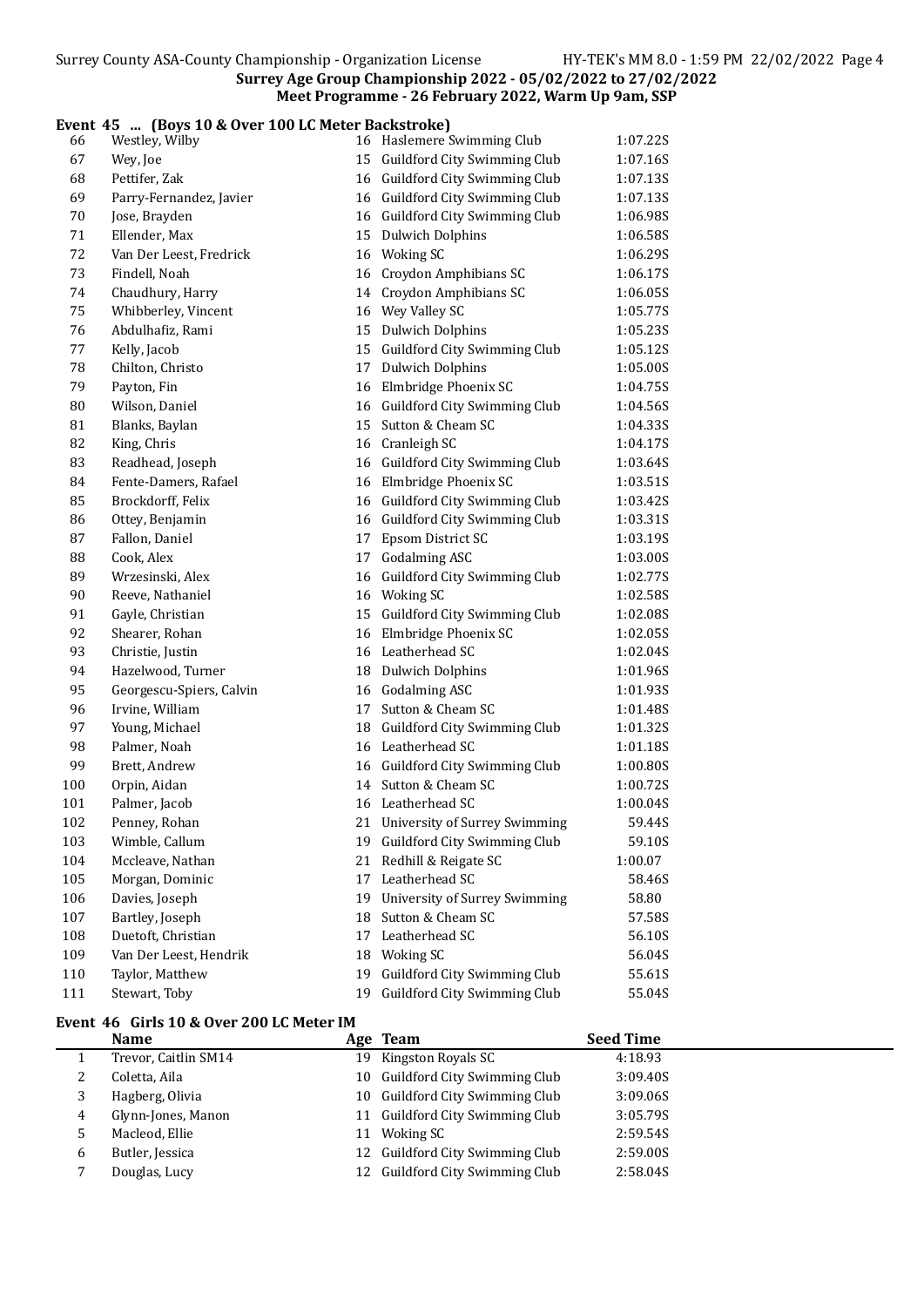Surrey Age Group Championship 2022 - 05/02/2022 to 27/02/2022

Meet Programme - 26 February 2022, Warm Up 9am, SSP

### Event 45 ... (Boys 10 & Over 100 LC Meter Backstroke)

| | Name | Age | Team | Seed Time |
|---|---|---|---|---|
| 66 | Westley, Wilby | 16 | Haslemere Swimming Club | 1:07.22S |
| 67 | Wey, Joe | 15 | Guildford City Swimming Club | 1:07.16S |
| 68 | Pettifer, Zak | 16 | Guildford City Swimming Club | 1:07.13S |
| 69 | Parry-Fernandez, Javier | 16 | Guildford City Swimming Club | 1:07.13S |
| 70 | Jose, Brayden | 16 | Guildford City Swimming Club | 1:06.98S |
| 71 | Ellender, Max | 15 | Dulwich Dolphins | 1:06.58S |
| 72 | Van Der Leest, Fredrick | 16 | Woking SC | 1:06.29S |
| 73 | Findell, Noah | 16 | Croydon Amphibians SC | 1:06.17S |
| 74 | Chaudhury, Harry | 14 | Croydon Amphibians SC | 1:06.05S |
| 75 | Whibberley, Vincent | 16 | Wey Valley SC | 1:05.77S |
| 76 | Abdulhafiz, Rami | 15 | Dulwich Dolphins | 1:05.23S |
| 77 | Kelly, Jacob | 15 | Guildford City Swimming Club | 1:05.12S |
| 78 | Chilton, Christo | 17 | Dulwich Dolphins | 1:05.00S |
| 79 | Payton, Fin | 16 | Elmbridge Phoenix SC | 1:04.75S |
| 80 | Wilson, Daniel | 16 | Guildford City Swimming Club | 1:04.56S |
| 81 | Blanks, Baylan | 15 | Sutton & Cheam SC | 1:04.33S |
| 82 | King, Chris | 16 | Cranleigh SC | 1:04.17S |
| 83 | Readhead, Joseph | 16 | Guildford City Swimming Club | 1:03.64S |
| 84 | Fente-Damers, Rafael | 16 | Elmbridge Phoenix SC | 1:03.51S |
| 85 | Brockdorff, Felix | 16 | Guildford City Swimming Club | 1:03.42S |
| 86 | Ottey, Benjamin | 16 | Guildford City Swimming Club | 1:03.31S |
| 87 | Fallon, Daniel | 17 | Epsom District SC | 1:03.19S |
| 88 | Cook, Alex | 17 | Godalming ASC | 1:03.00S |
| 89 | Wrzesinski, Alex | 16 | Guildford City Swimming Club | 1:02.77S |
| 90 | Reeve, Nathaniel | 16 | Woking SC | 1:02.58S |
| 91 | Gayle, Christian | 15 | Guildford City Swimming Club | 1:02.08S |
| 92 | Shearer, Rohan | 16 | Elmbridge Phoenix SC | 1:02.05S |
| 93 | Christie, Justin | 16 | Leatherhead SC | 1:02.04S |
| 94 | Hazelwood, Turner | 18 | Dulwich Dolphins | 1:01.96S |
| 95 | Georgescu-Spiers, Calvin | 16 | Godalming ASC | 1:01.93S |
| 96 | Irvine, William | 17 | Sutton & Cheam SC | 1:01.48S |
| 97 | Young, Michael | 18 | Guildford City Swimming Club | 1:01.32S |
| 98 | Palmer, Noah | 16 | Leatherhead SC | 1:01.18S |
| 99 | Brett, Andrew | 16 | Guildford City Swimming Club | 1:00.80S |
| 100 | Orpin, Aidan | 14 | Sutton & Cheam SC | 1:00.72S |
| 101 | Palmer, Jacob | 16 | Leatherhead SC | 1:00.04S |
| 102 | Penney, Rohan | 21 | University of Surrey Swimming | 59.44S |
| 103 | Wimble, Callum | 19 | Guildford City Swimming Club | 59.10S |
| 104 | Mccleave, Nathan | 21 | Redhill & Reigate SC | 1:00.07 |
| 105 | Morgan, Dominic | 17 | Leatherhead SC | 58.46S |
| 106 | Davies, Joseph | 19 | University of Surrey Swimming | 58.80 |
| 107 | Bartley, Joseph | 18 | Sutton & Cheam SC | 57.58S |
| 108 | Duetoft, Christian | 17 | Leatherhead SC | 56.10S |
| 109 | Van Der Leest, Hendrik | 18 | Woking SC | 56.04S |
| 110 | Taylor, Matthew | 19 | Guildford City Swimming Club | 55.61S |
| 111 | Stewart, Toby | 19 | Guildford City Swimming Club | 55.04S |

### Event 46 Girls 10 & Over 200 LC Meter IM

| | Name | Age | Team | Seed Time |
|---|---|---|---|---|
| 1 | Trevor, Caitlin SM14 | 19 | Kingston Royals SC | 4:18.93 |
| 2 | Coletta, Aila | 10 | Guildford City Swimming Club | 3:09.40S |
| 3 | Hagberg, Olivia | 10 | Guildford City Swimming Club | 3:09.06S |
| 4 | Glynn-Jones, Manon | 11 | Guildford City Swimming Club | 3:05.79S |
| 5 | Macleod, Ellie | 11 | Woking SC | 2:59.54S |
| 6 | Butler, Jessica | 12 | Guildford City Swimming Club | 2:59.00S |
| 7 | Douglas, Lucy | 12 | Guildford City Swimming Club | 2:58.04S |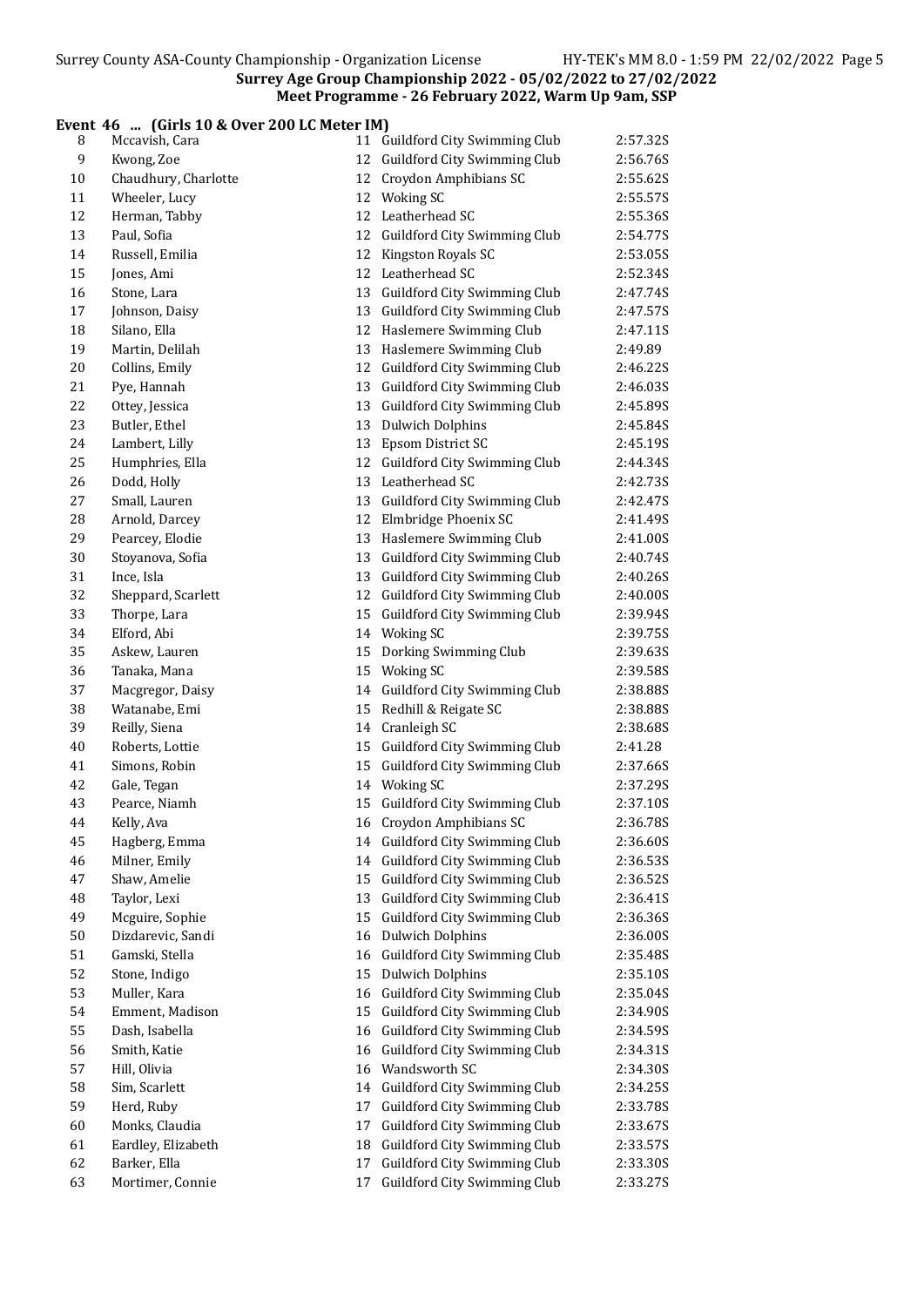**Event 46 ... (Girls 10 & Over 200 LC Meter IM)**

| | Name | Age | Club | Seed Time |
|---|---|---|---|---|
| 8 | Mccavish, Cara | 11 | Guildford City Swimming Club | 2:57.32S |
| 9 | Kwong, Zoe | 12 | Guildford City Swimming Club | 2:56.76S |
| 10 | Chaudhury, Charlotte | 12 | Croydon Amphibians SC | 2:55.62S |
| 11 | Wheeler, Lucy | 12 | Woking SC | 2:55.57S |
| 12 | Herman, Tabby | 12 | Leatherhead SC | 2:55.36S |
| 13 | Paul, Sofia | 12 | Guildford City Swimming Club | 2:54.77S |
| 14 | Russell, Emilia | 12 | Kingston Royals SC | 2:53.05S |
| 15 | Jones, Ami | 12 | Leatherhead SC | 2:52.34S |
| 16 | Stone, Lara | 13 | Guildford City Swimming Club | 2:47.74S |
| 17 | Johnson, Daisy | 13 | Guildford City Swimming Club | 2:47.57S |
| 18 | Silano, Ella | 12 | Haslemere Swimming Club | 2:47.11S |
| 19 | Martin, Delilah | 13 | Haslemere Swimming Club | 2:49.89 |
| 20 | Collins, Emily | 12 | Guildford City Swimming Club | 2:46.22S |
| 21 | Pye, Hannah | 13 | Guildford City Swimming Club | 2:46.03S |
| 22 | Ottey, Jessica | 13 | Guildford City Swimming Club | 2:45.89S |
| 23 | Butler, Ethel | 13 | Dulwich Dolphins | 2:45.84S |
| 24 | Lambert, Lilly | 13 | Epsom District SC | 2:45.19S |
| 25 | Humphries, Ella | 12 | Guildford City Swimming Club | 2:44.34S |
| 26 | Dodd, Holly | 13 | Leatherhead SC | 2:42.73S |
| 27 | Small, Lauren | 13 | Guildford City Swimming Club | 2:42.47S |
| 28 | Arnold, Darcey | 12 | Elmbridge Phoenix SC | 2:41.49S |
| 29 | Pearcey, Elodie | 13 | Haslemere Swimming Club | 2:41.00S |
| 30 | Stoyanova, Sofia | 13 | Guildford City Swimming Club | 2:40.74S |
| 31 | Ince, Isla | 13 | Guildford City Swimming Club | 2:40.26S |
| 32 | Sheppard, Scarlett | 12 | Guildford City Swimming Club | 2:40.00S |
| 33 | Thorpe, Lara | 15 | Guildford City Swimming Club | 2:39.94S |
| 34 | Elford, Abi | 14 | Woking SC | 2:39.75S |
| 35 | Askew, Lauren | 15 | Dorking Swimming Club | 2:39.63S |
| 36 | Tanaka, Mana | 15 | Woking SC | 2:39.58S |
| 37 | Macgregor, Daisy | 14 | Guildford City Swimming Club | 2:38.88S |
| 38 | Watanabe, Emi | 15 | Redhill & Reigate SC | 2:38.88S |
| 39 | Reilly, Siena | 14 | Cranleigh SC | 2:38.68S |
| 40 | Roberts, Lottie | 15 | Guildford City Swimming Club | 2:41.28 |
| 41 | Simons, Robin | 15 | Guildford City Swimming Club | 2:37.66S |
| 42 | Gale, Tegan | 14 | Woking SC | 2:37.29S |
| 43 | Pearce, Niamh | 15 | Guildford City Swimming Club | 2:37.10S |
| 44 | Kelly, Ava | 16 | Croydon Amphibians SC | 2:36.78S |
| 45 | Hagberg, Emma | 14 | Guildford City Swimming Club | 2:36.60S |
| 46 | Milner, Emily | 14 | Guildford City Swimming Club | 2:36.53S |
| 47 | Shaw, Amelie | 15 | Guildford City Swimming Club | 2:36.52S |
| 48 | Taylor, Lexi | 13 | Guildford City Swimming Club | 2:36.41S |
| 49 | Mcguire, Sophie | 15 | Guildford City Swimming Club | 2:36.36S |
| 50 | Dizdarevic, Sandi | 16 | Dulwich Dolphins | 2:36.00S |
| 51 | Gamski, Stella | 16 | Guildford City Swimming Club | 2:35.48S |
| 52 | Stone, Indigo | 15 | Dulwich Dolphins | 2:35.10S |
| 53 | Muller, Kara | 16 | Guildford City Swimming Club | 2:35.04S |
| 54 | Emment, Madison | 15 | Guildford City Swimming Club | 2:34.90S |
| 55 | Dash, Isabella | 16 | Guildford City Swimming Club | 2:34.59S |
| 56 | Smith, Katie | 16 | Guildford City Swimming Club | 2:34.31S |
| 57 | Hill, Olivia | 16 | Wandsworth SC | 2:34.30S |
| 58 | Sim, Scarlett | 14 | Guildford City Swimming Club | 2:34.25S |
| 59 | Herd, Ruby | 17 | Guildford City Swimming Club | 2:33.78S |
| 60 | Monks, Claudia | 17 | Guildford City Swimming Club | 2:33.67S |
| 61 | Eardley, Elizabeth | 18 | Guildford City Swimming Club | 2:33.57S |
| 62 | Barker, Ella | 17 | Guildford City Swimming Club | 2:33.30S |
| 63 | Mortimer, Connie | 17 | Guildford City Swimming Club | 2:33.27S |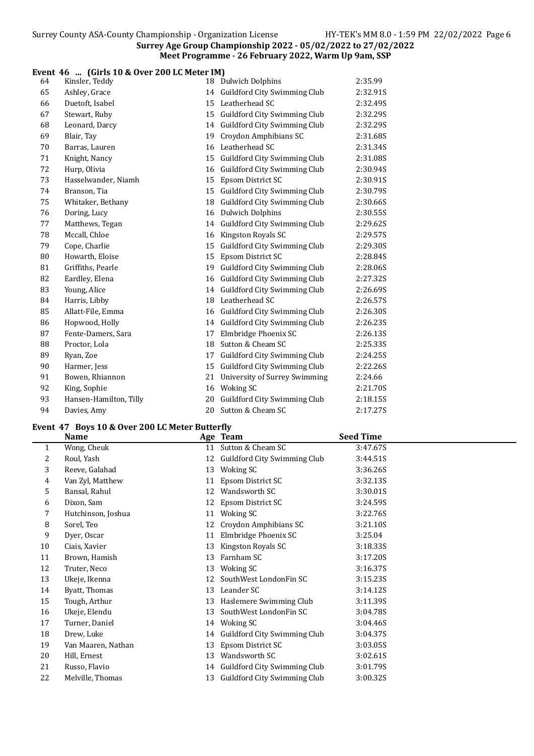Surrey Age Group Championship 2022 - 05/02/2022 to 27/02/2022
Meet Programme - 26 February 2022, Warm Up 9am, SSP

### Event 46 ... (Girls 10 & Over 200 LC Meter IM)

| | Name | Age | Team | Seed Time |
|---|---|---|---|---|
| 64 | Kinsler, Teddy | 18 | Dulwich Dolphins | 2:35.99 |
| 65 | Ashley, Grace | 14 | Guildford City Swimming Club | 2:32.91S |
| 66 | Duetoft, Isabel | 15 | Leatherhead SC | 2:32.49S |
| 67 | Stewart, Ruby | 15 | Guildford City Swimming Club | 2:32.29S |
| 68 | Leonard, Darcy | 14 | Guildford City Swimming Club | 2:32.29S |
| 69 | Blair, Tay | 19 | Croydon Amphibians SC | 2:31.68S |
| 70 | Barras, Lauren | 16 | Leatherhead SC | 2:31.34S |
| 71 | Knight, Nancy | 15 | Guildford City Swimming Club | 2:31.08S |
| 72 | Hurp, Olivia | 16 | Guildford City Swimming Club | 2:30.94S |
| 73 | Hasselwander, Niamh | 15 | Epsom District SC | 2:30.91S |
| 74 | Branson, Tia | 15 | Guildford City Swimming Club | 2:30.79S |
| 75 | Whitaker, Bethany | 18 | Guildford City Swimming Club | 2:30.66S |
| 76 | Doring, Lucy | 16 | Dulwich Dolphins | 2:30.55S |
| 77 | Matthews, Tegan | 14 | Guildford City Swimming Club | 2:29.62S |
| 78 | Mccall, Chloe | 16 | Kingston Royals SC | 2:29.57S |
| 79 | Cope, Charlie | 15 | Guildford City Swimming Club | 2:29.30S |
| 80 | Howarth, Eloise | 15 | Epsom District SC | 2:28.84S |
| 81 | Griffiths, Pearle | 19 | Guildford City Swimming Club | 2:28.06S |
| 82 | Eardley, Elena | 16 | Guildford City Swimming Club | 2:27.32S |
| 83 | Young, Alice | 14 | Guildford City Swimming Club | 2:26.69S |
| 84 | Harris, Libby | 18 | Leatherhead SC | 2:26.57S |
| 85 | Allatt-File, Emma | 16 | Guildford City Swimming Club | 2:26.30S |
| 86 | Hopwood, Holly | 14 | Guildford City Swimming Club | 2:26.23S |
| 87 | Fente-Damers, Sara | 17 | Elmbridge Phoenix SC | 2:26.13S |
| 88 | Proctor, Lola | 18 | Sutton & Cheam SC | 2:25.33S |
| 89 | Ryan, Zoe | 17 | Guildford City Swimming Club | 2:24.25S |
| 90 | Harmer, Jess | 15 | Guildford City Swimming Club | 2:22.26S |
| 91 | Bowen, Rhiannon | 21 | University of Surrey Swimming | 2:24.66 |
| 92 | King, Sophie | 16 | Woking SC | 2:21.70S |
| 93 | Hansen-Hamilton, Tilly | 20 | Guildford City Swimming Club | 2:18.15S |
| 94 | Davies, Amy | 20 | Sutton & Cheam SC | 2:17.27S |

### Event 47 Boys 10 & Over 200 LC Meter Butterfly

| | Name | Age | Team | Seed Time |
|---|---|---|---|---|
| 1 | Wong, Cheuk | 11 | Sutton & Cheam SC | 3:47.67S |
| 2 | Roul, Yash | 12 | Guildford City Swimming Club | 3:44.51S |
| 3 | Reeve, Galahad | 13 | Woking SC | 3:36.26S |
| 4 | Van Zyl, Matthew | 11 | Epsom District SC | 3:32.13S |
| 5 | Bansal, Rahul | 12 | Wandsworth SC | 3:30.01S |
| 6 | Dixon, Sam | 12 | Epsom District SC | 3:24.59S |
| 7 | Hutchinson, Joshua | 11 | Woking SC | 3:22.76S |
| 8 | Sorel, Teo | 12 | Croydon Amphibians SC | 3:21.10S |
| 9 | Dyer, Oscar | 11 | Elmbridge Phoenix SC | 3:25.04 |
| 10 | Ciais, Xavier | 13 | Kingston Royals SC | 3:18.33S |
| 11 | Brown, Hamish | 13 | Farnham SC | 3:17.20S |
| 12 | Truter, Neco | 13 | Woking SC | 3:16.37S |
| 13 | Ukeje, Ikenna | 12 | SouthWest LondonFin SC | 3:15.23S |
| 14 | Byatt, Thomas | 13 | Leander SC | 3:14.12S |
| 15 | Tough, Arthur | 13 | Haslemere Swimming Club | 3:11.39S |
| 16 | Ukeje, Elendu | 13 | SouthWest LondonFin SC | 3:04.78S |
| 17 | Turner, Daniel | 14 | Woking SC | 3:04.46S |
| 18 | Drew, Luke | 14 | Guildford City Swimming Club | 3:04.37S |
| 19 | Van Maaren, Nathan | 13 | Epsom District SC | 3:03.05S |
| 20 | Hill, Ernest | 13 | Wandsworth SC | 3:02.61S |
| 21 | Russo, Flavio | 14 | Guildford City Swimming Club | 3:01.79S |
| 22 | Melville, Thomas | 13 | Guildford City Swimming Club | 3:00.32S |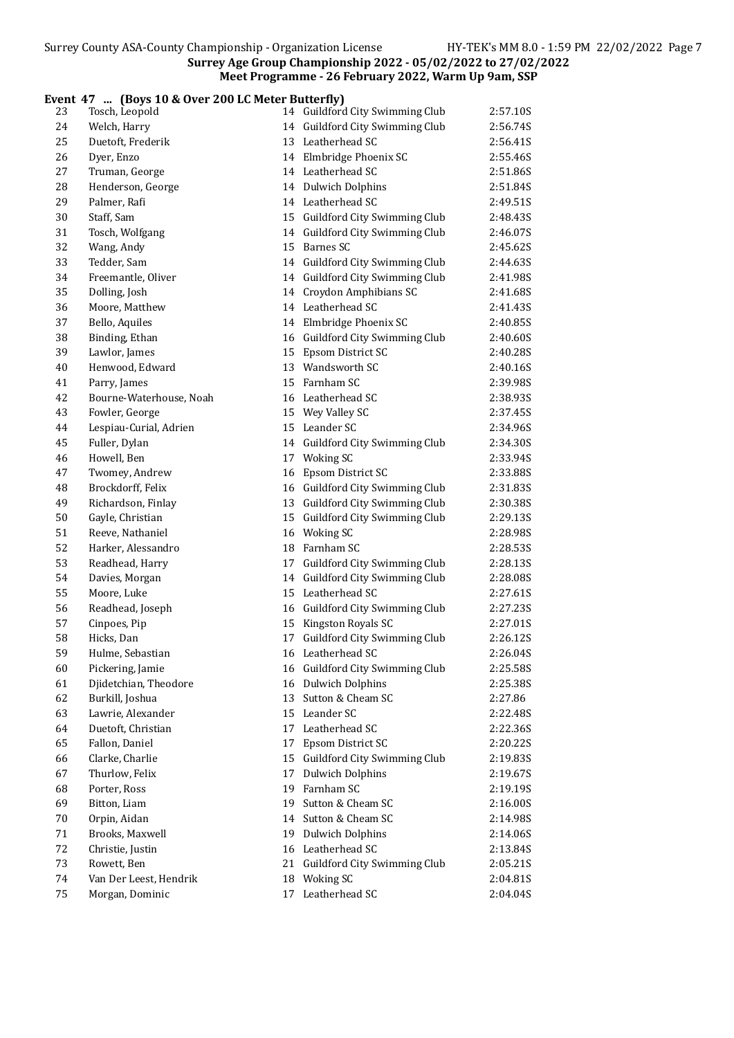**Event 47 ... (Boys 10 & Over 200 LC Meter Butterfly)**

| | | | | |
|---|---|---|---|---|
| 23 | Tosch, Leopold | 14 | Guildford City Swimming Club | 2:57.10S |
| 24 | Welch, Harry | 14 | Guildford City Swimming Club | 2:56.74S |
| 25 | Duetoft, Frederik | 13 | Leatherhead SC | 2:56.41S |
| 26 | Dyer, Enzo | 14 | Elmbridge Phoenix SC | 2:55.46S |
| 27 | Truman, George | 14 | Leatherhead SC | 2:51.86S |
| 28 | Henderson, George | 14 | Dulwich Dolphins | 2:51.84S |
| 29 | Palmer, Rafi | 14 | Leatherhead SC | 2:49.51S |
| 30 | Staff, Sam | 15 | Guildford City Swimming Club | 2:48.43S |
| 31 | Tosch, Wolfgang | 14 | Guildford City Swimming Club | 2:46.07S |
| 32 | Wang, Andy | 15 | Barnes SC | 2:45.62S |
| 33 | Tedder, Sam | 14 | Guildford City Swimming Club | 2:44.63S |
| 34 | Freemantle, Oliver | 14 | Guildford City Swimming Club | 2:41.98S |
| 35 | Dolling, Josh | 14 | Croydon Amphibians SC | 2:41.68S |
| 36 | Moore, Matthew | 14 | Leatherhead SC | 2:41.43S |
| 37 | Bello, Aquiles | 14 | Elmbridge Phoenix SC | 2:40.85S |
| 38 | Binding, Ethan | 16 | Guildford City Swimming Club | 2:40.60S |
| 39 | Lawlor, James | 15 | Epsom District SC | 2:40.28S |
| 40 | Henwood, Edward | 13 | Wandsworth SC | 2:40.16S |
| 41 | Parry, James | 15 | Farnham SC | 2:39.98S |
| 42 | Bourne-Waterhouse, Noah | 16 | Leatherhead SC | 2:38.93S |
| 43 | Fowler, George | 15 | Wey Valley SC | 2:37.45S |
| 44 | Lespiau-Curial, Adrien | 15 | Leander SC | 2:34.96S |
| 45 | Fuller, Dylan | 14 | Guildford City Swimming Club | 2:34.30S |
| 46 | Howell, Ben | 17 | Woking SC | 2:33.94S |
| 47 | Twomey, Andrew | 16 | Epsom District SC | 2:33.88S |
| 48 | Brockdorff, Felix | 16 | Guildford City Swimming Club | 2:31.83S |
| 49 | Richardson, Finlay | 13 | Guildford City Swimming Club | 2:30.38S |
| 50 | Gayle, Christian | 15 | Guildford City Swimming Club | 2:29.13S |
| 51 | Reeve, Nathaniel | 16 | Woking SC | 2:28.98S |
| 52 | Harker, Alessandro | 18 | Farnham SC | 2:28.53S |
| 53 | Readhead, Harry | 17 | Guildford City Swimming Club | 2:28.13S |
| 54 | Davies, Morgan | 14 | Guildford City Swimming Club | 2:28.08S |
| 55 | Moore, Luke | 15 | Leatherhead SC | 2:27.61S |
| 56 | Readhead, Joseph | 16 | Guildford City Swimming Club | 2:27.23S |
| 57 | Cinpoes, Pip | 15 | Kingston Royals SC | 2:27.01S |
| 58 | Hicks, Dan | 17 | Guildford City Swimming Club | 2:26.12S |
| 59 | Hulme, Sebastian | 16 | Leatherhead SC | 2:26.04S |
| 60 | Pickering, Jamie | 16 | Guildford City Swimming Club | 2:25.58S |
| 61 | Djidetchian, Theodore | 16 | Dulwich Dolphins | 2:25.38S |
| 62 | Burkill, Joshua | 13 | Sutton & Cheam SC | 2:27.86 |
| 63 | Lawrie, Alexander | 15 | Leander SC | 2:22.48S |
| 64 | Duetoft, Christian | 17 | Leatherhead SC | 2:22.36S |
| 65 | Fallon, Daniel | 17 | Epsom District SC | 2:20.22S |
| 66 | Clarke, Charlie | 15 | Guildford City Swimming Club | 2:19.83S |
| 67 | Thurlow, Felix | 17 | Dulwich Dolphins | 2:19.67S |
| 68 | Porter, Ross | 19 | Farnham SC | 2:19.19S |
| 69 | Bitton, Liam | 19 | Sutton & Cheam SC | 2:16.00S |
| 70 | Orpin, Aidan | 14 | Sutton & Cheam SC | 2:14.98S |
| 71 | Brooks, Maxwell | 19 | Dulwich Dolphins | 2:14.06S |
| 72 | Christie, Justin | 16 | Leatherhead SC | 2:13.84S |
| 73 | Rowett, Ben | 21 | Guildford City Swimming Club | 2:05.21S |
| 74 | Van Der Leest, Hendrik | 18 | Woking SC | 2:04.81S |
| 75 | Morgan, Dominic | 17 | Leatherhead SC | 2:04.04S |